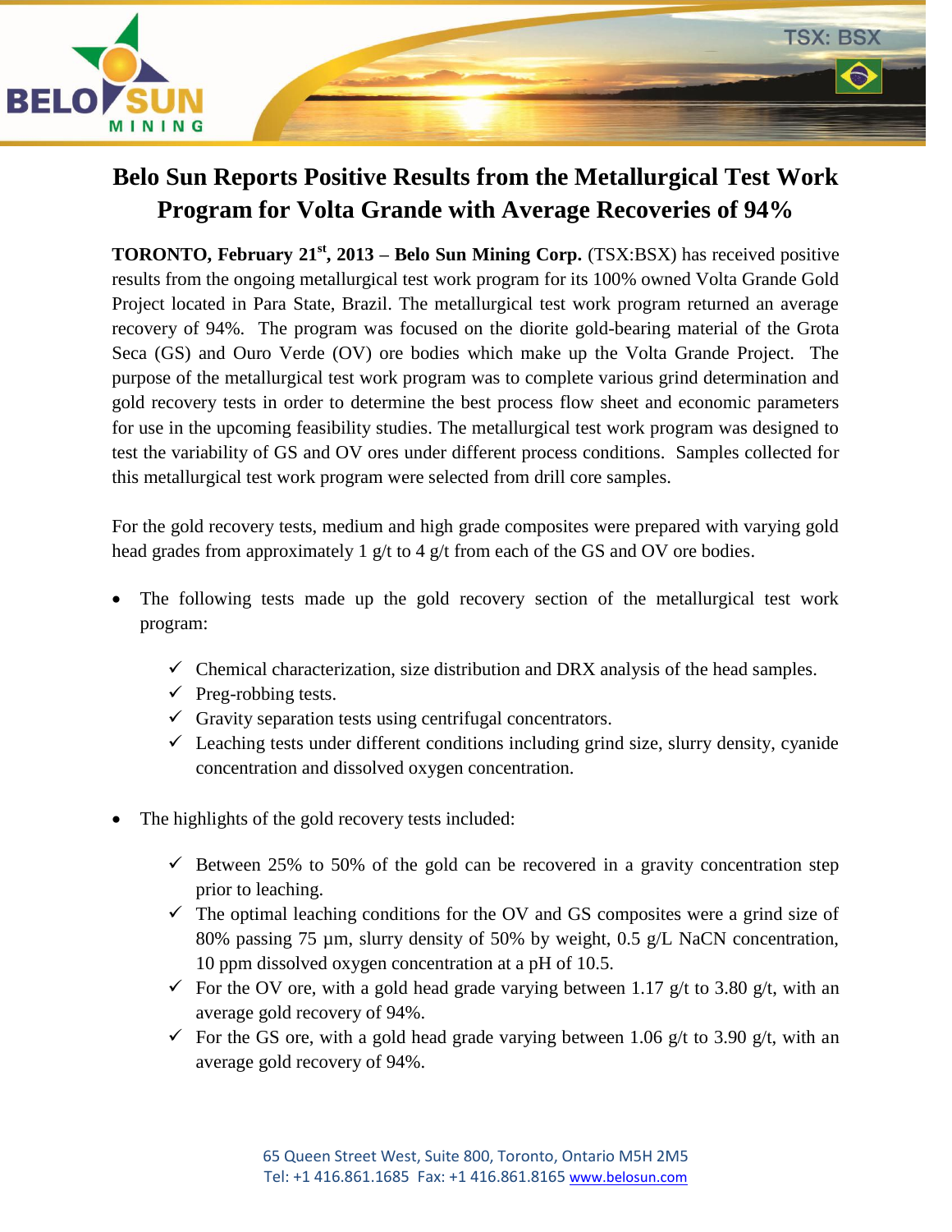# Belo Sun Reports Positive Results from the Metallurgical Test Work Program for Volta Grande with Average Recoveries of 94%

**TORONTO, February 21st, 2013 – Belo Sun Mining Corp.** (TSX:BSX) has received positive results from the ongoing metallurgical test work program for its 100% owned Volta Grande Gold Project located in Para State, Brazil. The metallurgical test work program returned an average recovery of 94%. The program was focused on the diorite gold-bearing material of the Grota Seca (GS) and Ouro Verde (OV) ore bodies which make up the Volta Grande Project. The purpose of the metallurgical test work program was to complete various grind determination and gold recovery tests in order to determine the best process flow sheet and economic parameters for use in the upcoming feasibility studies. The metallurgical test work program was designed to test the variability of GS and OV ores under different process conditions. Samples collected for this metallurgical test work program were selected from drill core samples.

For the gold recovery tests, medium and high grade composites were prepared with varying gold head grades from approximately 1 g/t to 4 g/t from each of the GS and OV ore bodies.

- The following tests made up the gold recovery section of the metallurgical test work program:
  - ✓ Chemical characterization, size distribution and DRX analysis of the head samples.
  - ✓ Preg-robbing tests.
  - ✓ Gravity separation tests using centrifugal concentrators.
  - ✓ Leaching tests under different conditions including grind size, slurry density, cyanide concentration and dissolved oxygen concentration.

- The highlights of the gold recovery tests included:
  - ✓ Between 25% to 50% of the gold can be recovered in a gravity concentration step prior to leaching.
  - ✓ The optimal leaching conditions for the OV and GS composites were a grind size of 80% passing 75 µm, slurry density of 50% by weight, 0.5 g/L NaCN concentration, 10 ppm dissolved oxygen concentration at a pH of 10.5.
  - ✓ For the OV ore, with a gold head grade varying between 1.17 g/t to 3.80 g/t, with an average gold recovery of 94%.
  - ✓ For the GS ore, with a gold head grade varying between 1.06 g/t to 3.90 g/t, with an average gold recovery of 94%.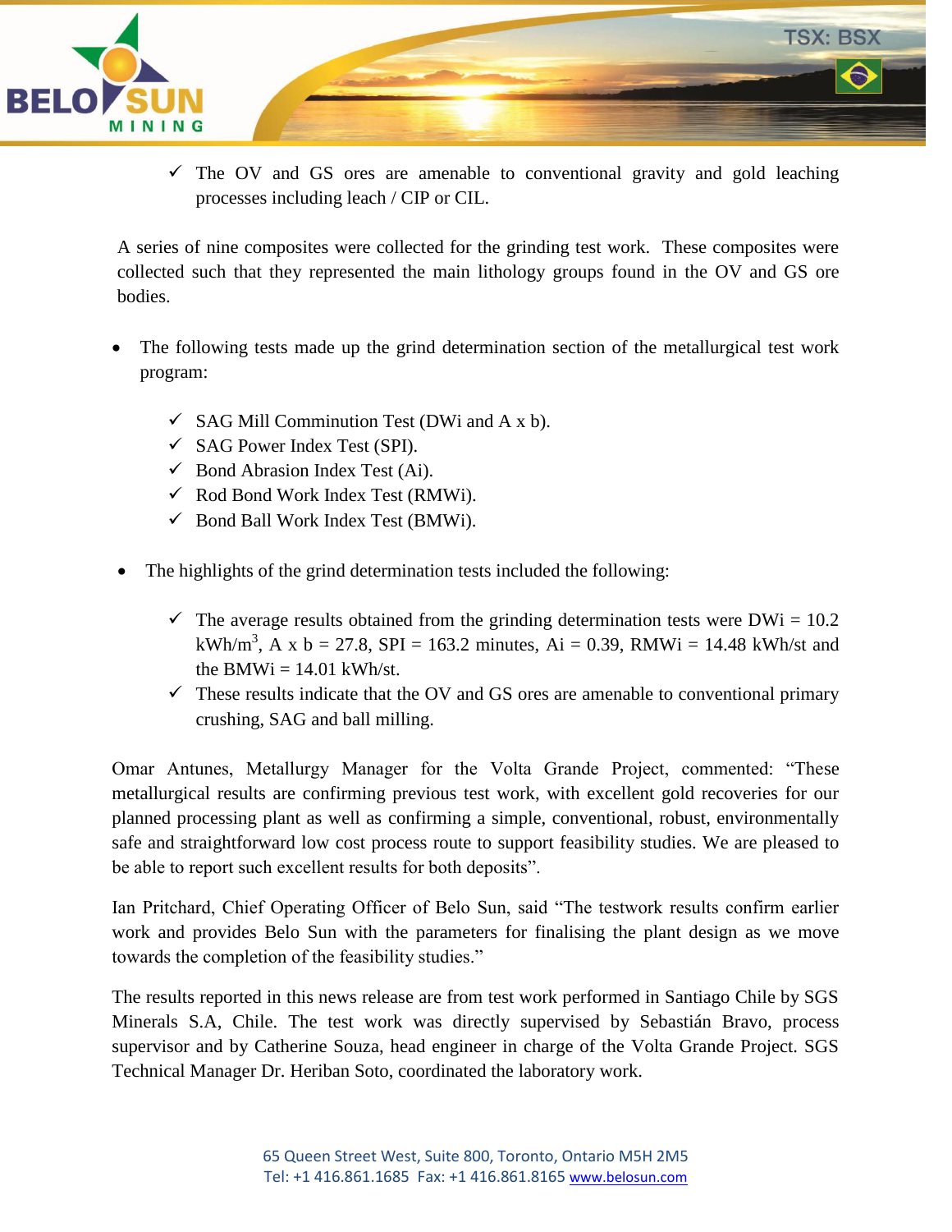- ✓ The OV and GS ores are amenable to conventional gravity and gold leaching processes including leach / CIP or CIL.

A series of nine composites were collected for the grinding test work. These composites were collected such that they represented the main lithology groups found in the OV and GS ore bodies.

- The following tests made up the grind determination section of the metallurgical test work program:
  - ✓ SAG Mill Comminution Test (DWi and A x b).
  - ✓ SAG Power Index Test (SPI).
  - ✓ Bond Abrasion Index Test (Ai).
  - ✓ Rod Bond Work Index Test (RMWi).
  - ✓ Bond Ball Work Index Test (BMWi).

- The highlights of the grind determination tests included the following:
  - ✓ The average results obtained from the grinding determination tests were DWi = 10.2 kWh/$m^3$, A x b = 27.8, SPI = 163.2 minutes, Ai = 0.39, RMWi = 14.48 kWh/st and the BMWi = 14.01 kWh/st.
  - ✓ These results indicate that the OV and GS ores are amenable to conventional primary crushing, SAG and ball milling.

Omar Antunes, Metallurgy Manager for the Volta Grande Project, commented: "These metallurgical results are confirming previous test work, with excellent gold recoveries for our planned processing plant as well as confirming a simple, conventional, robust, environmentally safe and straightforward low cost process route to support feasibility studies. We are pleased to be able to report such excellent results for both deposits".

Ian Pritchard, Chief Operating Officer of Belo Sun, said "The testwork results confirm earlier work and provides Belo Sun with the parameters for finalising the plant design as we move towards the completion of the feasibility studies."

The results reported in this news release are from test work performed in Santiago Chile by SGS Minerals S.A, Chile. The test work was directly supervised by Sebastián Bravo, process supervisor and by Catherine Souza, head engineer in charge of the Volta Grande Project. SGS Technical Manager Dr. Heriban Soto, coordinated the laboratory work.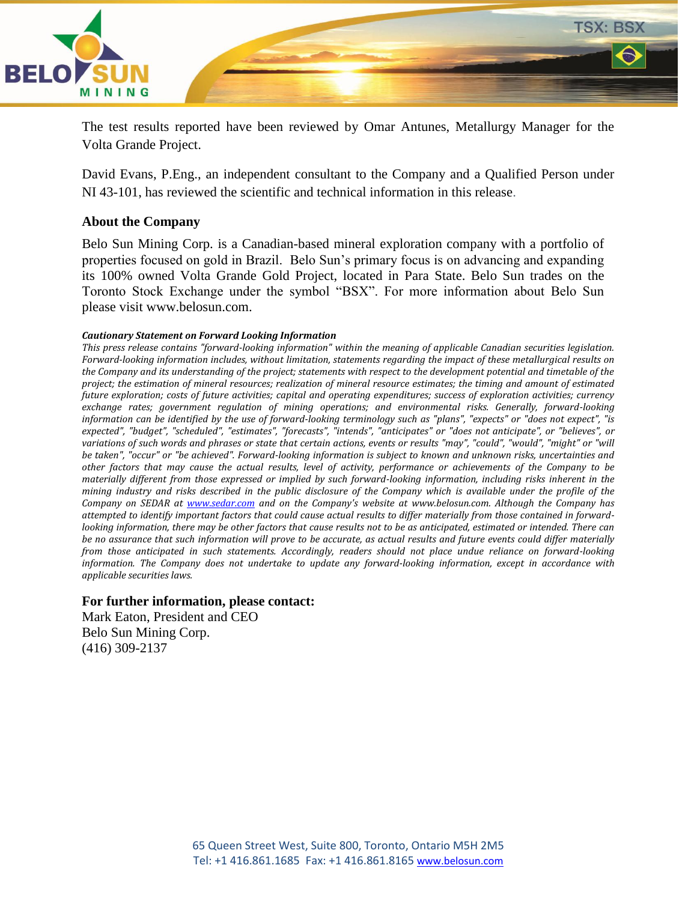The test results reported have been reviewed by Omar Antunes, Metallurgy Manager for the Volta Grande Project.

David Evans, P.Eng., an independent consultant to the Company and a Qualified Person under NI 43-101, has reviewed the scientific and technical information in this release.

## About the Company

Belo Sun Mining Corp. is a Canadian-based mineral exploration company with a portfolio of properties focused on gold in Brazil. Belo Sun's primary focus is on advancing and expanding its 100% owned Volta Grande Gold Project, located in Para State. Belo Sun trades on the Toronto Stock Exchange under the symbol "BSX". For more information about Belo Sun please visit www.belosun.com.

***Cautionary Statement on Forward Looking Information***

*This press release contains "forward-looking information" within the meaning of applicable Canadian securities legislation. Forward-looking information includes, without limitation, statements regarding the impact of these metallurgical results on the Company and its understanding of the project; statements with respect to the development potential and timetable of the project; the estimation of mineral resources; realization of mineral resource estimates; the timing and amount of estimated future exploration; costs of future activities; capital and operating expenditures; success of exploration activities; currency exchange rates; government regulation of mining operations; and environmental risks. Generally, forward-looking information can be identified by the use of forward-looking terminology such as "plans", "expects" or "does not expect", "is expected", "budget", "scheduled", "estimates", "forecasts", "intends", "anticipates" or "does not anticipate", or "believes", or variations of such words and phrases or state that certain actions, events or results "may", "could", "would", "might" or "will be taken", "occur" or "be achieved". Forward-looking information is subject to known and unknown risks, uncertainties and other factors that may cause the actual results, level of activity, performance or achievements of the Company to be materially different from those expressed or implied by such forward-looking information, including risks inherent in the mining industry and risks described in the public disclosure of the Company which is available under the profile of the Company on SEDAR at www.sedar.com and on the Company's website at www.belosun.com. Although the Company has attempted to identify important factors that could cause actual results to differ materially from those contained in forward-looking information, there may be other factors that cause results not to be as anticipated, estimated or intended. There can be no assurance that such information will prove to be accurate, as actual results and future events could differ materially from those anticipated in such statements. Accordingly, readers should not place undue reliance on forward-looking information. The Company does not undertake to update any forward-looking information, except in accordance with applicable securities laws.*

**For further information, please contact:**
Mark Eaton, President and CEO
Belo Sun Mining Corp.
(416) 309-2137